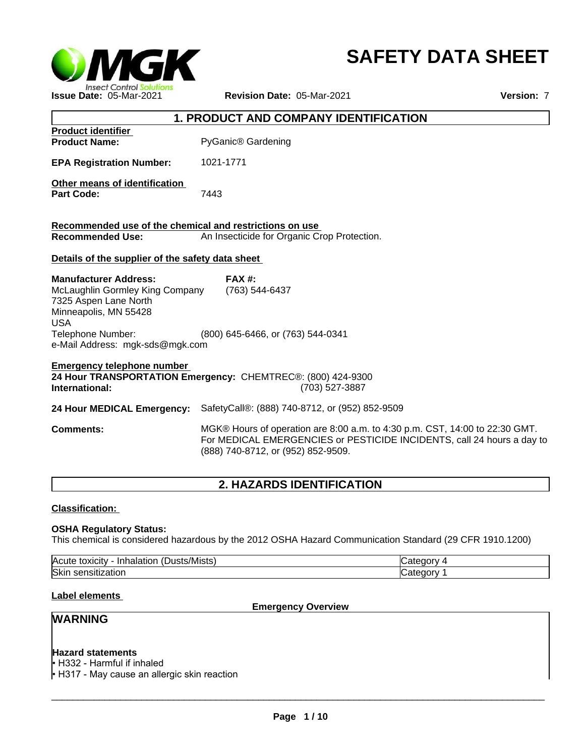# SAFETY DATA SHEET

MGK Insect Control Solutions

**Issue Date:** 05-Mar-2021 **Revision Date:** 05-Mar-2021 **Version:** 7

## 1. PRODUCT AND COMPANY IDENTIFICATION

**Product identifier**

**Product Name:** PyGanic® Gardening

**EPA Registration Number:** 1021-1771

**Other means of identification**

**Part Code:** 7443

**Recommended use of the chemical and restrictions on use**

**Recommended Use:** An Insecticide for Organic Crop Protection.

**Details of the supplier of the safety data sheet**

**Manufacturer Address:**
McLaughlin Gormley King Company
7325 Aspen Lane North
Minneapolis, MN 55428
USA

**FAX #:** (763) 544-6437

Telephone Number: (800) 645-6466, or (763) 544-0341
e-Mail Address: mgk-sds@mgk.com

**Emergency telephone number**

**24 Hour TRANSPORTATION Emergency:** CHEMTREC®: (800) 424-9300
**International:** (703) 527-3887

**24 Hour MEDICAL Emergency:** SafetyCall®: (888) 740-8712, or (952) 852-9509

**Comments:** MGK® Hours of operation are 8:00 a.m. to 4:30 p.m. CST, 14:00 to 22:30 GMT. For MEDICAL EMERGENCIES or PESTICIDE INCIDENTS, call 24 hours a day to (888) 740-8712, or (952) 852-9509.

## 2. HAZARDS IDENTIFICATION

**Classification:**

**OSHA Regulatory Status:**
This chemical is considered hazardous by the 2012 OSHA Hazard Communication Standard (29 CFR 1910.1200)

| Hazard | Category |
|---|---|
| Acute toxicity - Inhalation (Dusts/Mists) | Category 4 |
| Skin sensitization | Category 1 |

**Label elements**

**Emergency Overview**

**WARNING**

**Hazard statements**

- H332 - Harmful if inhaled
- H317 - May cause an allergic skin reaction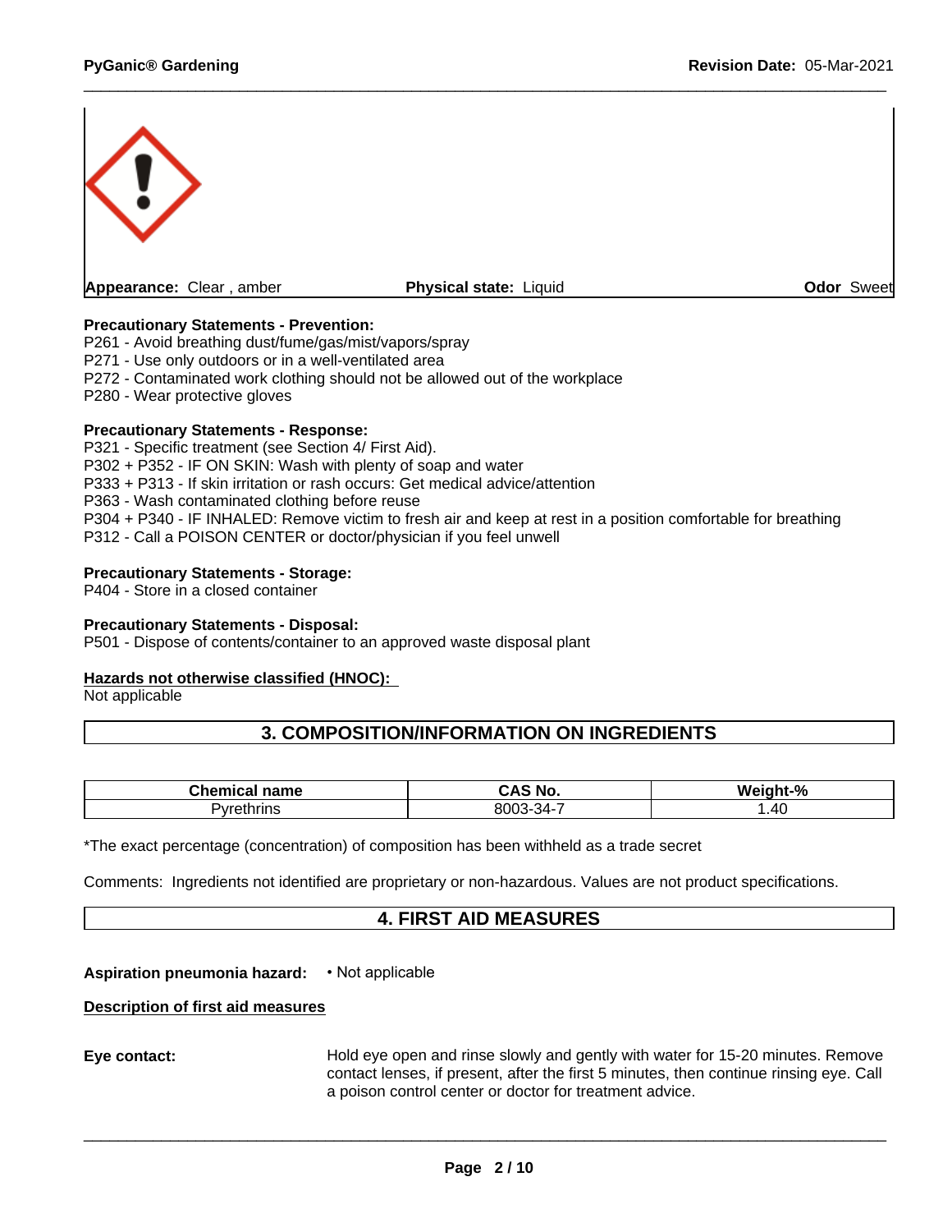**Appearance:** Clear , amber **Physical state:** Liquid **Odor** Sweet

**Precautionary Statements - Prevention:**
P261 - Avoid breathing dust/fume/gas/mist/vapors/spray
P271 - Use only outdoors or in a well-ventilated area
P272 - Contaminated work clothing should not be allowed out of the workplace
P280 - Wear protective gloves

**Precautionary Statements - Response:**
P321 - Specific treatment (see Section 4/ First Aid).
P302 + P352 - IF ON SKIN: Wash with plenty of soap and water
P333 + P313 - If skin irritation or rash occurs: Get medical advice/attention
P363 - Wash contaminated clothing before reuse
P304 + P340 - IF INHALED: Remove victim to fresh air and keep at rest in a position comfortable for breathing
P312 - Call a POISON CENTER or doctor/physician if you feel unwell

**Precautionary Statements - Storage:**
P404 - Store in a closed container

**Precautionary Statements - Disposal:**
P501 - Dispose of contents/container to an approved waste disposal plant

**Hazards not otherwise classified (HNOC):**
Not applicable

## 3. COMPOSITION/INFORMATION ON INGREDIENTS

| Chemical name | CAS No. | Weight-% |
|---|---|---|
| Pyrethrins | 8003-34-7 | 1.40 |

*The exact percentage (concentration) of composition has been withheld as a trade secret

Comments: Ingredients not identified are proprietary or non-hazardous. Values are not product specifications.

## 4. FIRST AID MEASURES

**Aspiration pneumonia hazard:** • Not applicable

**Description of first aid measures**

**Eye contact:** Hold eye open and rinse slowly and gently with water for 15-20 minutes. Remove contact lenses, if present, after the first 5 minutes, then continue rinsing eye. Call a poison control center or doctor for treatment advice.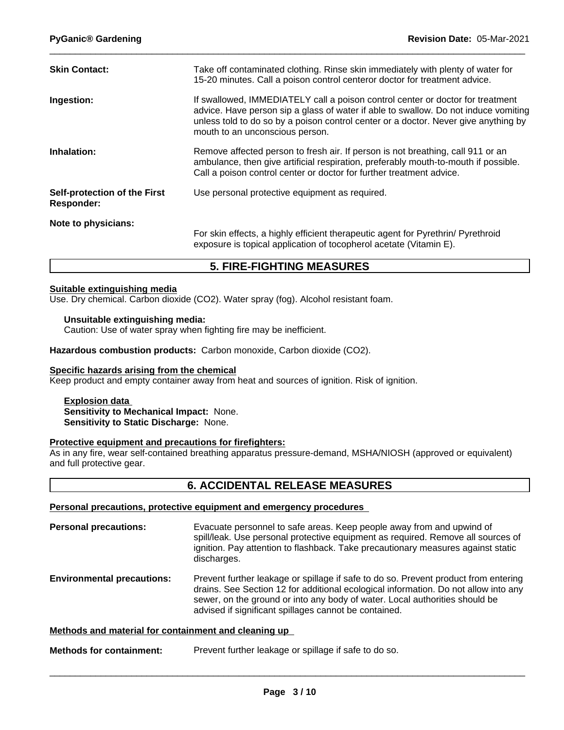**Skin Contact:** Take off contaminated clothing. Rinse skin immediately with plenty of water for 15-20 minutes. Call a poison control centeror doctor for treatment advice.

**Ingestion:** If swallowed, IMMEDIATELY call a poison control center or doctor for treatment advice. Have person sip a glass of water if able to swallow. Do not induce vomiting unless told to do so by a poison control center or a doctor. Never give anything by mouth to an unconscious person.

**Inhalation:** Remove affected person to fresh air. If person is not breathing, call 911 or an ambulance, then give artificial respiration, preferably mouth-to-mouth if possible. Call a poison control center or doctor for further treatment advice.

**Self-protection of the First Responder:** Use personal protective equipment as required.

**Note to physicians:** For skin effects, a highly efficient therapeutic agent for Pyrethrin/ Pyrethroid exposure is topical application of tocopherol acetate (Vitamin E).

## 5. FIRE-FIGHTING MEASURES

**Suitable extinguishing media**

Use. Dry chemical. Carbon dioxide ($CO_2$). Water spray (fog). Alcohol resistant foam.

**Unsuitable extinguishing media:**
Caution: Use of water spray when fighting fire may be inefficient.

**Hazardous combustion products:** Carbon monoxide, Carbon dioxide ($CO_2$).

**Specific hazards arising from the chemical**

Keep product and empty container away from heat and sources of ignition. Risk of ignition.

**Explosion data**
**Sensitivity to Mechanical Impact:** None.
**Sensitivity to Static Discharge:** None.

**Protective equipment and precautions for firefighters:**

As in any fire, wear self-contained breathing apparatus pressure-demand, MSHA/NIOSH (approved or equivalent) and full protective gear.

## 6. ACCIDENTAL RELEASE MEASURES

**Personal precautions, protective equipment and emergency procedures**

**Personal precautions:** Evacuate personnel to safe areas. Keep people away from and upwind of spill/leak. Use personal protective equipment as required. Remove all sources of ignition. Pay attention to flashback. Take precautionary measures against static discharges.

**Environmental precautions:** Prevent further leakage or spillage if safe to do so. Prevent product from entering drains. See Section 12 for additional ecological information. Do not allow into any sewer, on the ground or into any body of water. Local authorities should be advised if significant spillages cannot be contained.

**Methods and material for containment and cleaning up**

**Methods for containment:** Prevent further leakage or spillage if safe to do so.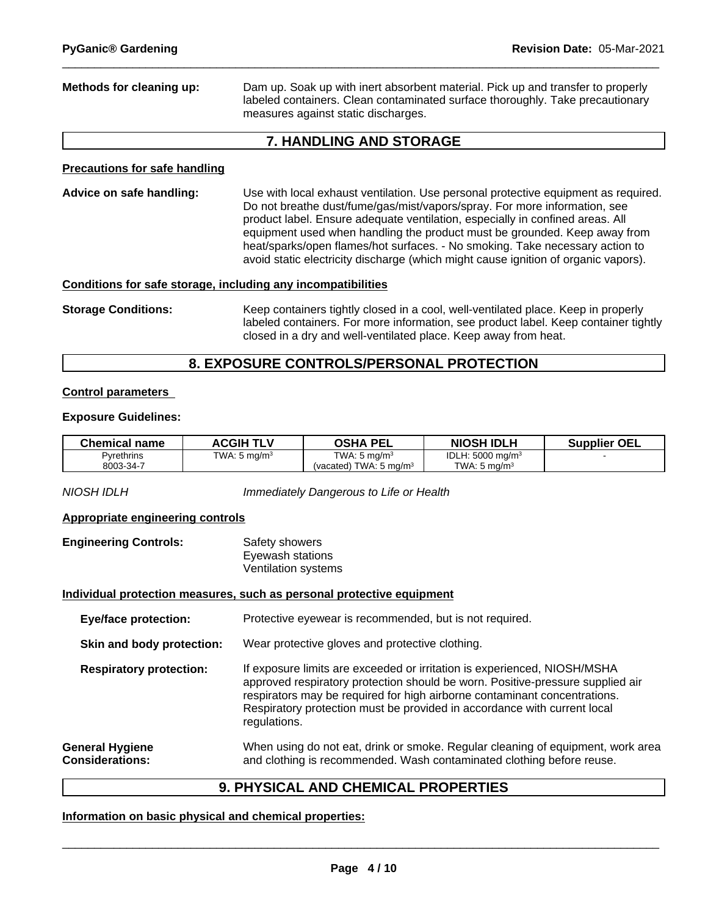**Methods for cleaning up:** Dam up. Soak up with inert absorbent material. Pick up and transfer to properly labeled containers. Clean contaminated surface thoroughly. Take precautionary measures against static discharges.

## 7. HANDLING AND STORAGE

**Precautions for safe handling**

**Advice on safe handling:** Use with local exhaust ventilation. Use personal protective equipment as required. Do not breathe dust/fume/gas/mist/vapors/spray. For more information, see product label. Ensure adequate ventilation, especially in confined areas. All equipment used when handling the product must be grounded. Keep away from heat/sparks/open flames/hot surfaces. - No smoking. Take necessary action to avoid static electricity discharge (which might cause ignition of organic vapors).

**Conditions for safe storage, including any incompatibilities**

**Storage Conditions:** Keep containers tightly closed in a cool, well-ventilated place. Keep in properly labeled containers. For more information, see product label. Keep container tightly closed in a dry and well-ventilated place. Keep away from heat.

## 8. EXPOSURE CONTROLS/PERSONAL PROTECTION

**Control parameters**

**Exposure Guidelines:**

| Chemical name | ACGIH TLV | OSHA PEL | NIOSH IDLH | Supplier OEL |
|---|---|---|---|---|
| Pyrethrins 8003-34-7 | TWA: 5 mg/m$^3$ | TWA: 5 mg/m$^3$ (vacated) TWA: 5 mg/m$^3$ | IDLH: 5000 mg/m$^3$ TWA: 5 mg/m$^3$ | - |

*NIOSH IDLH* *Immediately Dangerous to Life or Health*

**Appropriate engineering controls**

**Engineering Controls:** Safety showers
Eyewash stations
Ventilation systems

**Individual protection measures, such as personal protective equipment**

**Eye/face protection:** Protective eyewear is recommended, but is not required.

**Skin and body protection:** Wear protective gloves and protective clothing.

**Respiratory protection:** If exposure limits are exceeded or irritation is experienced, NIOSH/MSHA approved respiratory protection should be worn. Positive-pressure supplied air respirators may be required for high airborne contaminant concentrations. Respiratory protection must be provided in accordance with current local regulations.

**General Hygiene Considerations:** When using do not eat, drink or smoke. Regular cleaning of equipment, work area and clothing is recommended. Wash contaminated clothing before reuse.

## 9. PHYSICAL AND CHEMICAL PROPERTIES

**Information on basic physical and chemical properties:**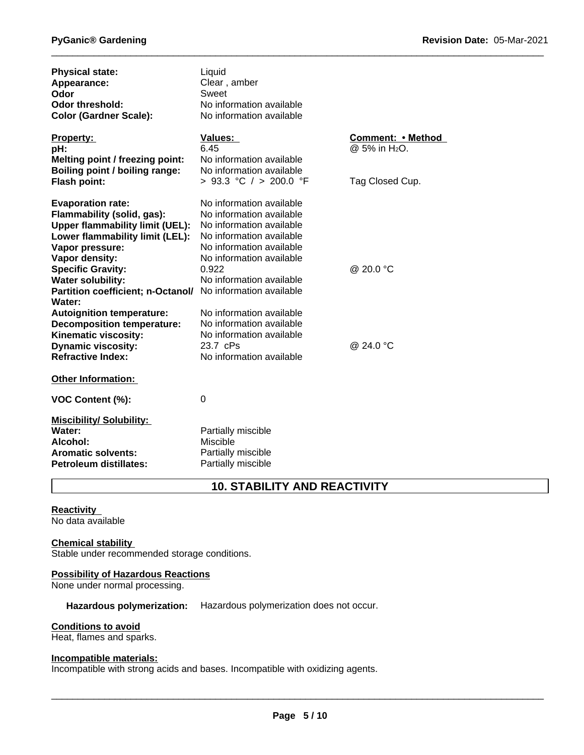| | | |
|---|---|---|
| **Physical state:** | Liquid | |
| **Appearance:** | Clear , amber | |
| **Odor** | Sweet | |
| **Odor threshold:** | No information available | |
| **Color (Gardner Scale):** | No information available | |

| **Property:** | **Values:** | **Comment: • Method** |
|---|---|---|
| **pH:** | 6.45 | @ 5% in $H_2O$. |
| **Melting point / freezing point:** | No information available | |
| **Boiling point / boiling range:** | No information available | |
| **Flash point:** | > 93.3 °C / > 200.0 °F | Tag Closed Cup. |
| **Evaporation rate:** | No information available | |
| **Flammability (solid, gas):** | No information available | |
| **Upper flammability limit (UEL):** | No information available | |
| **Lower flammability limit (LEL):** | No information available | |
| **Vapor pressure:** | No information available | |
| **Vapor density:** | No information available | |
| **Specific Gravity:** | 0.922 | @ 20.0 °C |
| **Water solubility:** | No information available | |
| **Partition coefficient; n-Octanol/ Water:** | No information available | |
| **Autoignition temperature:** | No information available | |
| **Decomposition temperature:** | No information available | |
| **Kinematic viscosity:** | No information available | |
| **Dynamic viscosity:** | 23.7 cPs | @ 24.0 °C |
| **Refractive Index:** | No information available | |

**Other Information:**

**VOC Content (%):** 0

**Miscibility/ Solubility:**

| | |
|---|---|
| **Water:** | Partially miscible |
| **Alcohol:** | Miscible |
| **Aromatic solvents:** | Partially miscible |
| **Petroleum distillates:** | Partially miscible |

## 10. STABILITY AND REACTIVITY

**Reactivity**

No data available

**Chemical stability**

Stable under recommended storage conditions.

**Possibility of Hazardous Reactions**

None under normal processing.

**Hazardous polymerization:** Hazardous polymerization does not occur.

**Conditions to avoid**

Heat, flames and sparks.

**Incompatible materials:**

Incompatible with strong acids and bases. Incompatible with oxidizing agents.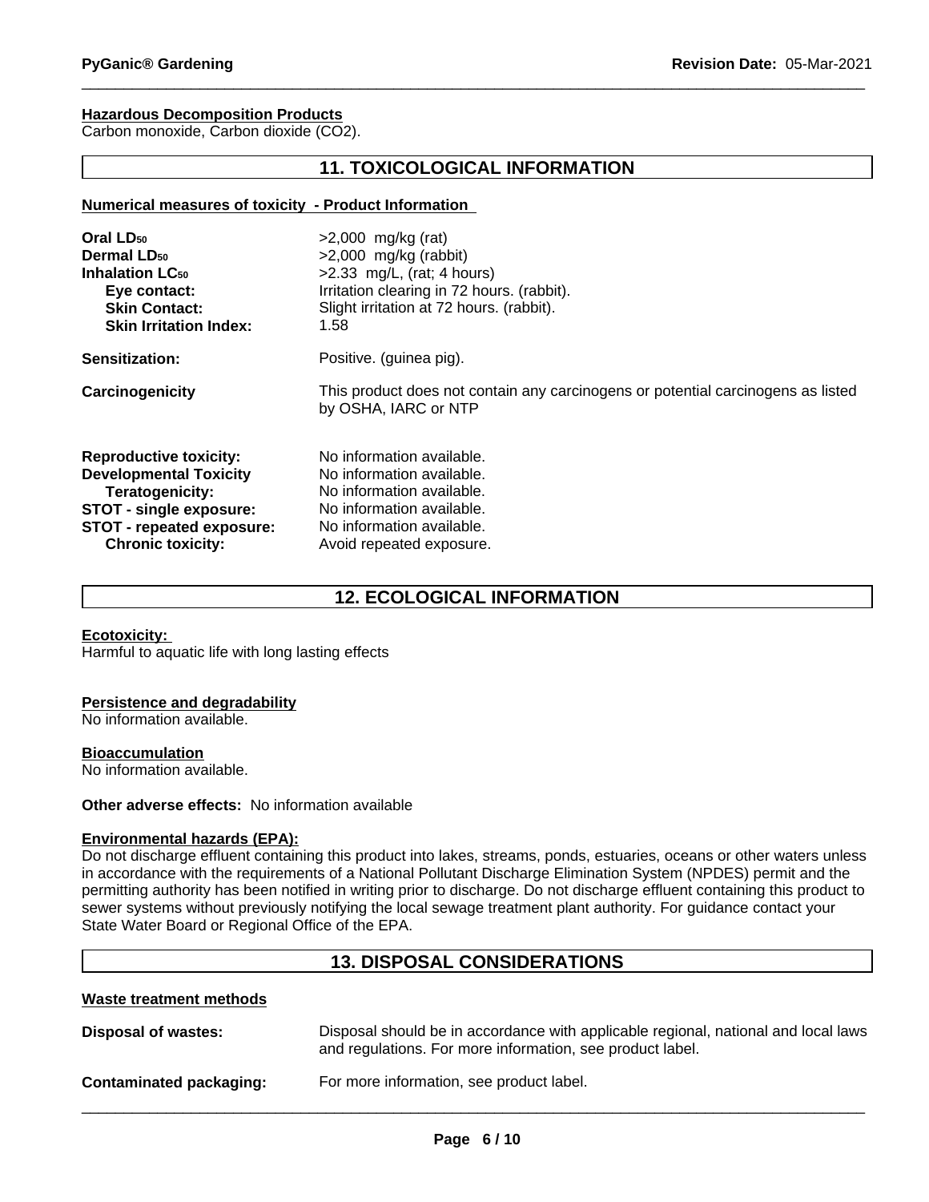**Hazardous Decomposition Products**
Carbon monoxide, Carbon dioxide ($CO_2$).

## 11. TOXICOLOGICAL INFORMATION

**Numerical measures of toxicity - Product Information**

| | |
|---|---|
| **Oral $LD_{50}$** | >2,000 mg/kg (rat) |
| **Dermal $LD_{50}$** | >2,000 mg/kg (rabbit) |
| **Inhalation $LC_{50}$** | >2.33 mg/L, (rat; 4 hours) |
| **Eye contact:** | Irritation clearing in 72 hours. (rabbit). |
| **Skin Contact:** | Slight irritation at 72 hours. (rabbit). |
| **Skin Irritation Index:** | 1.58 |
| **Sensitization:** | Positive. (guinea pig). |
| **Carcinogenicity** | This product does not contain any carcinogens or potential carcinogens as listed by OSHA, IARC or NTP |
| **Reproductive toxicity:** | No information available. |
| **Developmental Toxicity** | No information available. |
| **Teratogenicity:** | No information available. |
| **STOT - single exposure:** | No information available. |
| **STOT - repeated exposure:** | No information available. |
| **Chronic toxicity:** | Avoid repeated exposure. |

## 12. ECOLOGICAL INFORMATION

**Ecotoxicity:**
Harmful to aquatic life with long lasting effects

**Persistence and degradability**
No information available.

**Bioaccumulation**
No information available.

**Other adverse effects:** No information available

**Environmental hazards (EPA):**
Do not discharge effluent containing this product into lakes, streams, ponds, estuaries, oceans or other waters unless in accordance with the requirements of a National Pollutant Discharge Elimination System (NPDES) permit and the permitting authority has been notified in writing prior to discharge. Do not discharge effluent containing this product to sewer systems without previously notifying the local sewage treatment plant authority. For guidance contact your State Water Board or Regional Office of the EPA.

## 13. DISPOSAL CONSIDERATIONS

**Waste treatment methods**

| | |
|---|---|
| **Disposal of wastes:** | Disposal should be in accordance with applicable regional, national and local laws and regulations. For more information, see product label. |
| **Contaminated packaging:** | For more information, see product label. |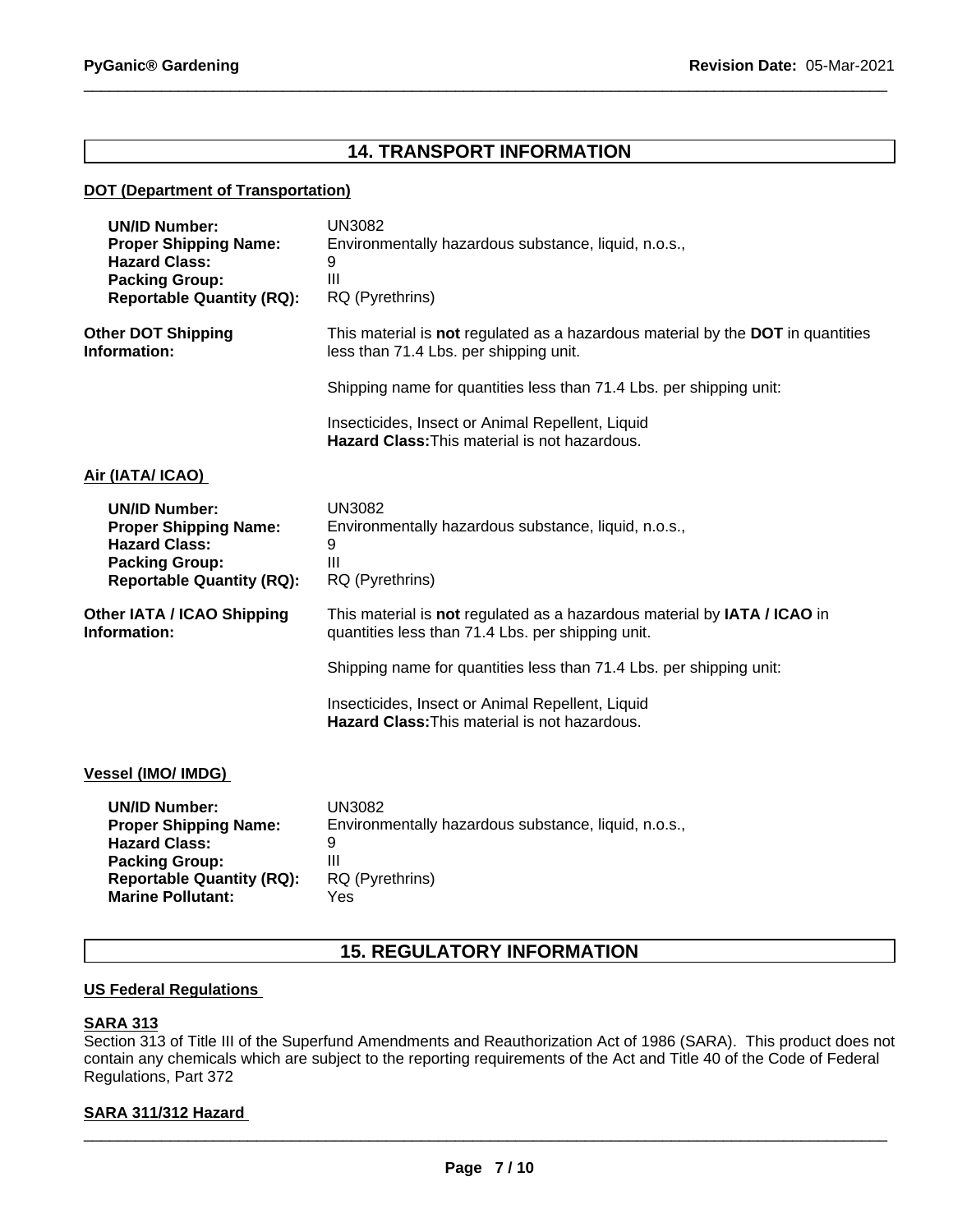## 14. TRANSPORT INFORMATION

**DOT (Department of Transportation)**

| | |
|---|---|
| **UN/ID Number:** | UN3082 |
| **Proper Shipping Name:** | Environmentally hazardous substance, liquid, n.o.s., |
| **Hazard Class:** | 9 |
| **Packing Group:** | III |
| **Reportable Quantity (RQ):** | RQ (Pyrethrins) |

**Other DOT Shipping Information:** This material is **not** regulated as a hazardous material by the **DOT** in quantities less than 71.4 Lbs. per shipping unit.

Shipping name for quantities less than 71.4 Lbs. per shipping unit:

Insecticides, Insect or Animal Repellent, Liquid
**Hazard Class:** This material is not hazardous.

**Air (IATA/ ICAO)**

| | |
|---|---|
| **UN/ID Number:** | UN3082 |
| **Proper Shipping Name:** | Environmentally hazardous substance, liquid, n.o.s., |
| **Hazard Class:** | 9 |
| **Packing Group:** | III |
| **Reportable Quantity (RQ):** | RQ (Pyrethrins) |

**Other IATA / ICAO Shipping Information:** This material is **not** regulated as a hazardous material by **IATA / ICAO** in quantities less than 71.4 Lbs. per shipping unit.

Shipping name for quantities less than 71.4 Lbs. per shipping unit:

Insecticides, Insect or Animal Repellent, Liquid
**Hazard Class:** This material is not hazardous.

**Vessel (IMO/ IMDG)**

| | |
|---|---|
| **UN/ID Number:** | UN3082 |
| **Proper Shipping Name:** | Environmentally hazardous substance, liquid, n.o.s., |
| **Hazard Class:** | 9 |
| **Packing Group:** | III |
| **Reportable Quantity (RQ):** | RQ (Pyrethrins) |
| **Marine Pollutant:** | Yes |

## 15. REGULATORY INFORMATION

**US Federal Regulations**

**SARA 313**
Section 313 of Title III of the Superfund Amendments and Reauthorization Act of 1986 (SARA). This product does not contain any chemicals which are subject to the reporting requirements of the Act and Title 40 of the Code of Federal Regulations, Part 372

**SARA 311/312 Hazard**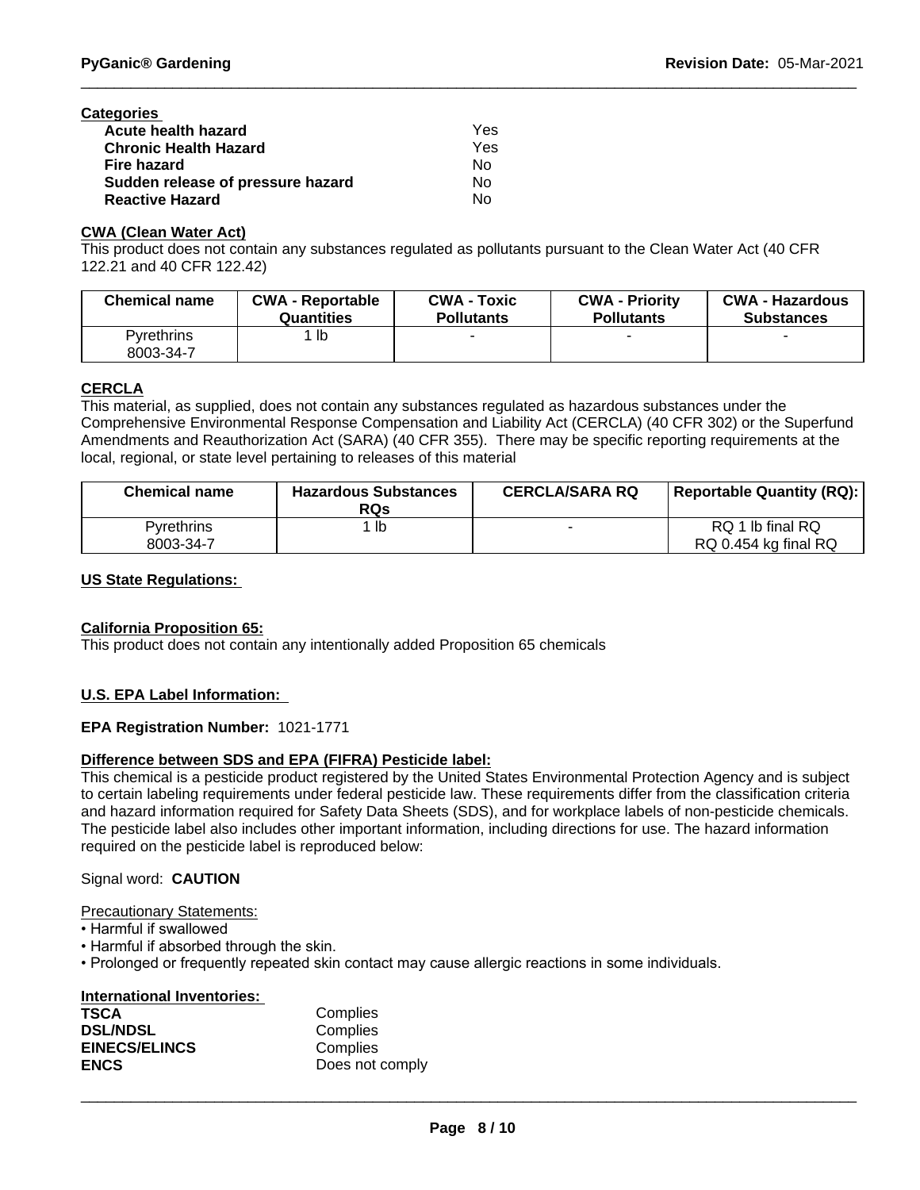**Categories**

| | |
|---|---|
| **Acute health hazard** | Yes |
| **Chronic Health Hazard** | Yes |
| **Fire hazard** | No |
| **Sudden release of pressure hazard** | No |
| **Reactive Hazard** | No |

**CWA (Clean Water Act)**

This product does not contain any substances regulated as pollutants pursuant to the Clean Water Act (40 CFR 122.21 and 40 CFR 122.42)

| Chemical name | CWA - Reportable Quantities | CWA - Toxic Pollutants | CWA - Priority Pollutants | CWA - Hazardous Substances |
|---|---|---|---|---|
| Pyrethrins 8003-34-7 | 1 lb | - | - | - |

**CERCLA**

This material, as supplied, does not contain any substances regulated as hazardous substances under the Comprehensive Environmental Response Compensation and Liability Act (CERCLA) (40 CFR 302) or the Superfund Amendments and Reauthorization Act (SARA) (40 CFR 355). There may be specific reporting requirements at the local, regional, or state level pertaining to releases of this material

| Chemical name | Hazardous Substances RQs | CERCLA/SARA RQ | Reportable Quantity (RQ): |
|---|---|---|---|
| Pyrethrins 8003-34-7 | 1 lb | - | RQ 1 lb final RQ<br>RQ 0.454 kg final RQ |

**US State Regulations:**

**California Proposition 65:**

This product does not contain any intentionally added Proposition 65 chemicals

**U.S. EPA Label Information:**

**EPA Registration Number:** 1021-1771

**Difference between SDS and EPA (FIFRA) Pesticide label:**

This chemical is a pesticide product registered by the United States Environmental Protection Agency and is subject to certain labeling requirements under federal pesticide law. These requirements differ from the classification criteria and hazard information required for Safety Data Sheets (SDS), and for workplace labels of non-pesticide chemicals. The pesticide label also includes other important information, including directions for use. The hazard information required on the pesticide label is reproduced below:

Signal word: **CAUTION**

Precautionary Statements:

- Harmful if swallowed
- Harmful if absorbed through the skin.
- Prolonged or frequently repeated skin contact may cause allergic reactions in some individuals.

**International Inventories:**

| | |
|---|---|
| **TSCA** | Complies |
| **DSL/NDSL** | Complies |
| **EINECS/ELINCS** | Complies |
| **ENCS** | Does not comply |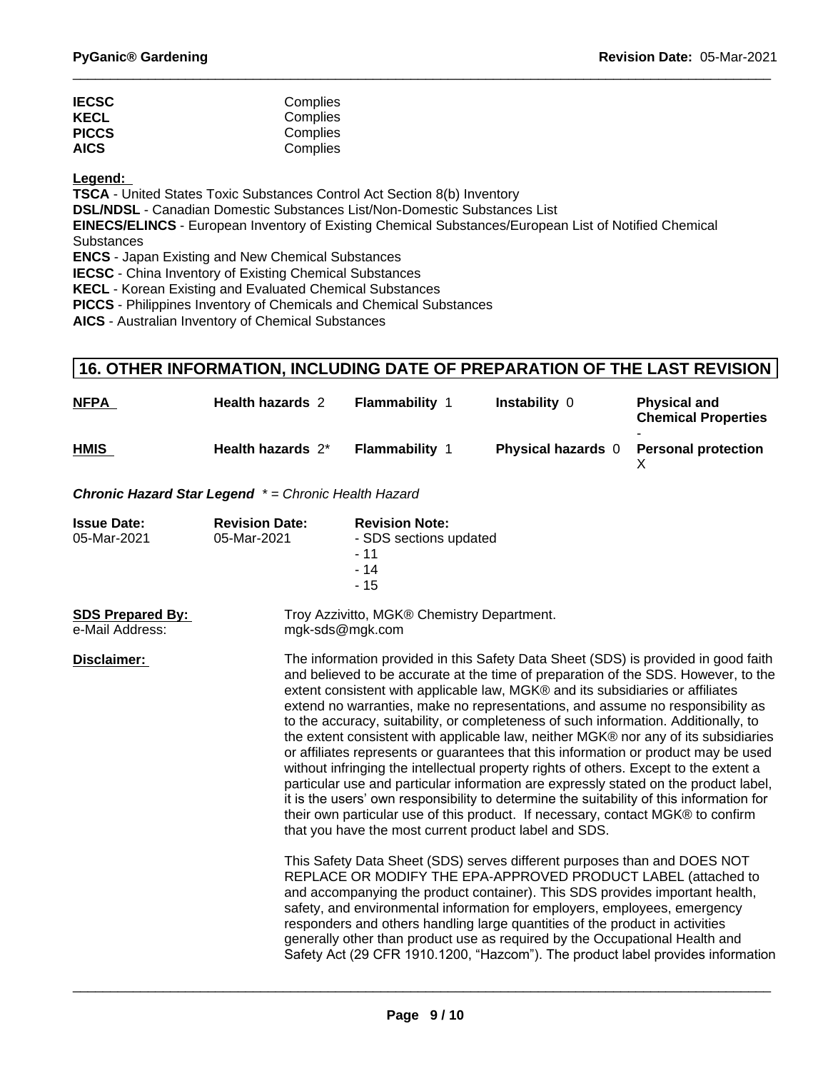| | |
|---|---|
| **IECSC** | Complies |
| **KECL** | Complies |
| **PICCS** | Complies |
| **AICS** | Complies |

**Legend:**

**TSCA** - United States Toxic Substances Control Act Section 8(b) Inventory
**DSL/NDSL** - Canadian Domestic Substances List/Non-Domestic Substances List
**EINECS/ELINCS** - European Inventory of Existing Chemical Substances/European List of Notified Chemical Substances
**ENCS** - Japan Existing and New Chemical Substances
**IECSC** - China Inventory of Existing Chemical Substances
**KECL** - Korean Existing and Evaluated Chemical Substances
**PICCS** - Philippines Inventory of Chemicals and Chemical Substances
**AICS** - Australian Inventory of Chemical Substances

## 16. OTHER INFORMATION, INCLUDING DATE OF PREPARATION OF THE LAST REVISION

| | | | | |
|---|---|---|---|---|
| **NFPA** | **Health hazards** 2 | **Flammability** 1 | **Instability** 0 | **Physical and Chemical Properties** - |
| **HMIS** | **Health hazards** 2* | **Flammability** 1 | **Physical hazards** 0 | **Personal protection** X |

***Chronic Hazard Star Legend*** *\* = Chronic Health Hazard*

| **Issue Date:** | **Revision Date:** | **Revision Note:** |
|---|---|---|
| 05-Mar-2021 | 05-Mar-2021 | - SDS sections updated<br>- 11<br>- 14<br>- 15 |

**SDS Prepared By:** Troy Azzivitto, MGK® Chemistry Department.
e-Mail Address: mgk-sds@mgk.com

**Disclaimer:**

The information provided in this Safety Data Sheet (SDS) is provided in good faith and believed to be accurate at the time of preparation of the SDS. However, to the extent consistent with applicable law, MGK® and its subsidiaries or affiliates extend no warranties, make no representations, and assume no responsibility as to the accuracy, suitability, or completeness of such information. Additionally, to the extent consistent with applicable law, neither MGK® nor any of its subsidiaries or affiliates represents or guarantees that this information or product may be used without infringing the intellectual property rights of others. Except to the extent a particular use and particular information are expressly stated on the product label, it is the users' own responsibility to determine the suitability of this information for their own particular use of this product. If necessary, contact MGK® to confirm that you have the most current product label and SDS.

This Safety Data Sheet (SDS) serves different purposes than and DOES NOT REPLACE OR MODIFY THE EPA-APPROVED PRODUCT LABEL (attached to and accompanying the product container). This SDS provides important health, safety, and environmental information for employers, employees, emergency responders and others handling large quantities of the product in activities generally other than product use as required by the Occupational Health and Safety Act (29 CFR 1910.1200, "Hazcom"). The product label provides information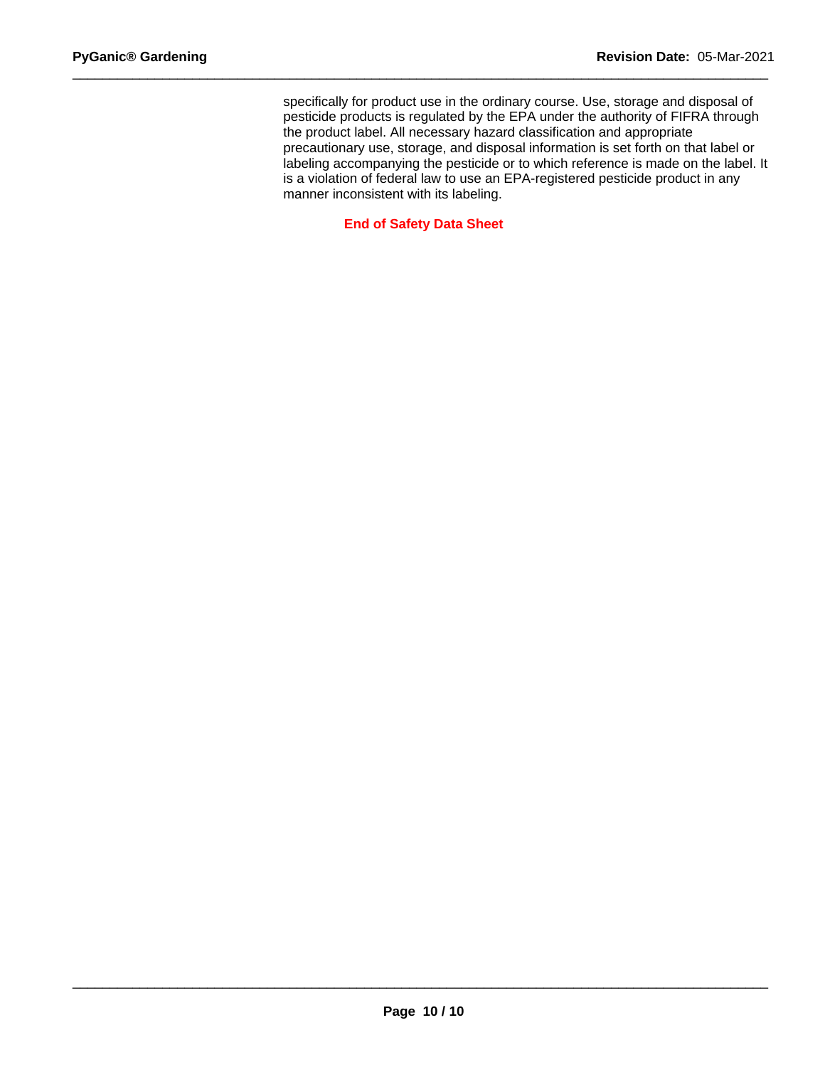specifically for product use in the ordinary course. Use, storage and disposal of pesticide products is regulated by the EPA under the authority of FIFRA through the product label. All necessary hazard classification and appropriate precautionary use, storage, and disposal information is set forth on that label or labeling accompanying the pesticide or to which reference is made on the label. It is a violation of federal law to use an EPA-registered pesticide product in any manner inconsistent with its labeling.

**End of Safety Data Sheet**